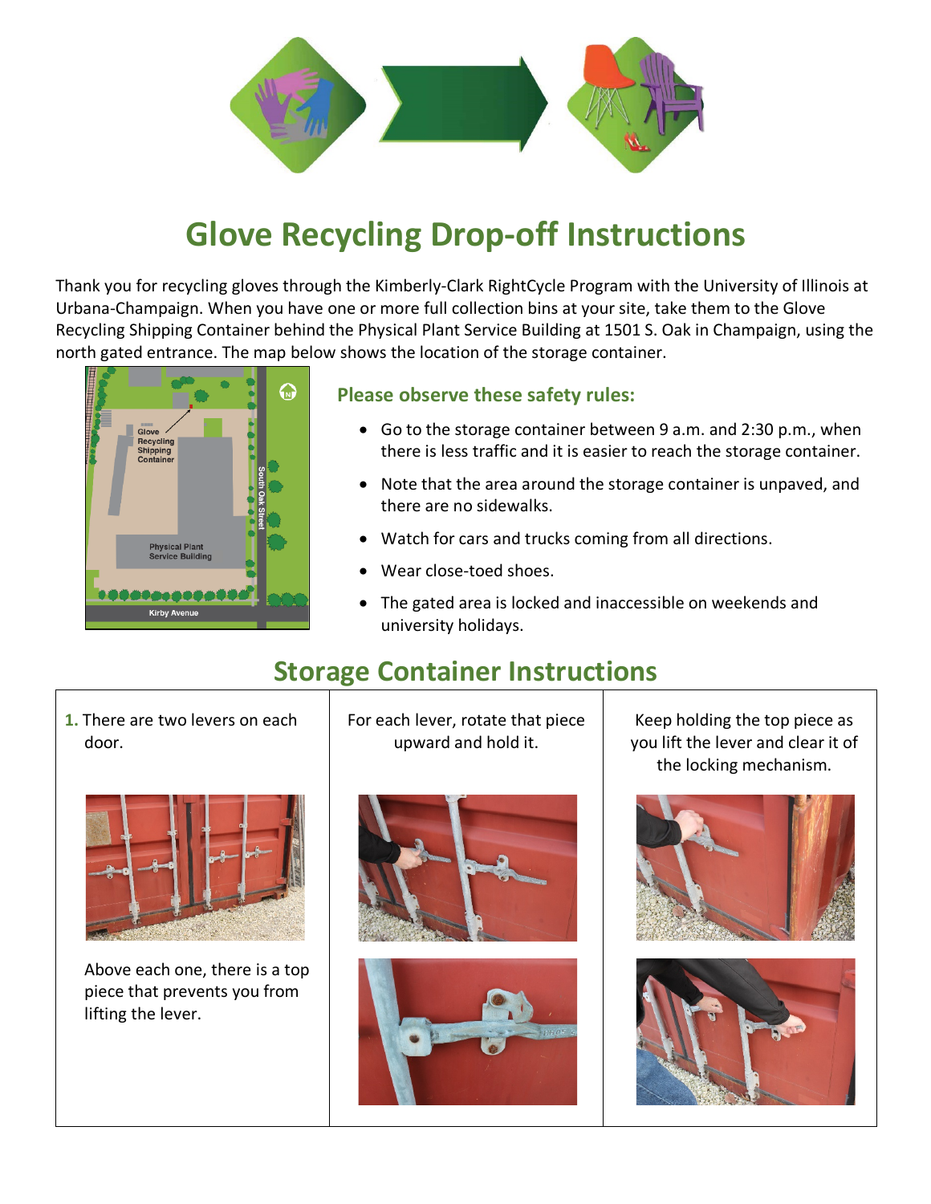# Glove Recycling Drop-off Instructions

Thank you for recycling gloves through the Kimberly-Clark RightCycle Program with the University of Illinois at Urbana-Champaign. When you have one or more full collection bins at your site, take them to the Glove Recycling Shipping Container behind the Physical Plant Service Building at 1501 S. Oak in Champaign, using the north gated entrance. The map below shows the location of the storage container.

### Please observe these safety rules:

- Go to the storage container between 9 a.m. and 2:30 p.m., when there is less traffic and it is easier to reach the storage container.
- Note that the area around the storage container is unpaved, and there are no sidewalks.
- Watch for cars and trucks coming from all directions.
- Wear close-toed shoes.
- The gated area is locked and inaccessible on weekends and university holidays.

## Storage Container Instructions

**1.** There are two levers on each door.

Above each one, there is a top piece that prevents you from lifting the lever.

For each lever, rotate that piece upward and hold it.

Keep holding the top piece as you lift the lever and clear it of the locking mechanism.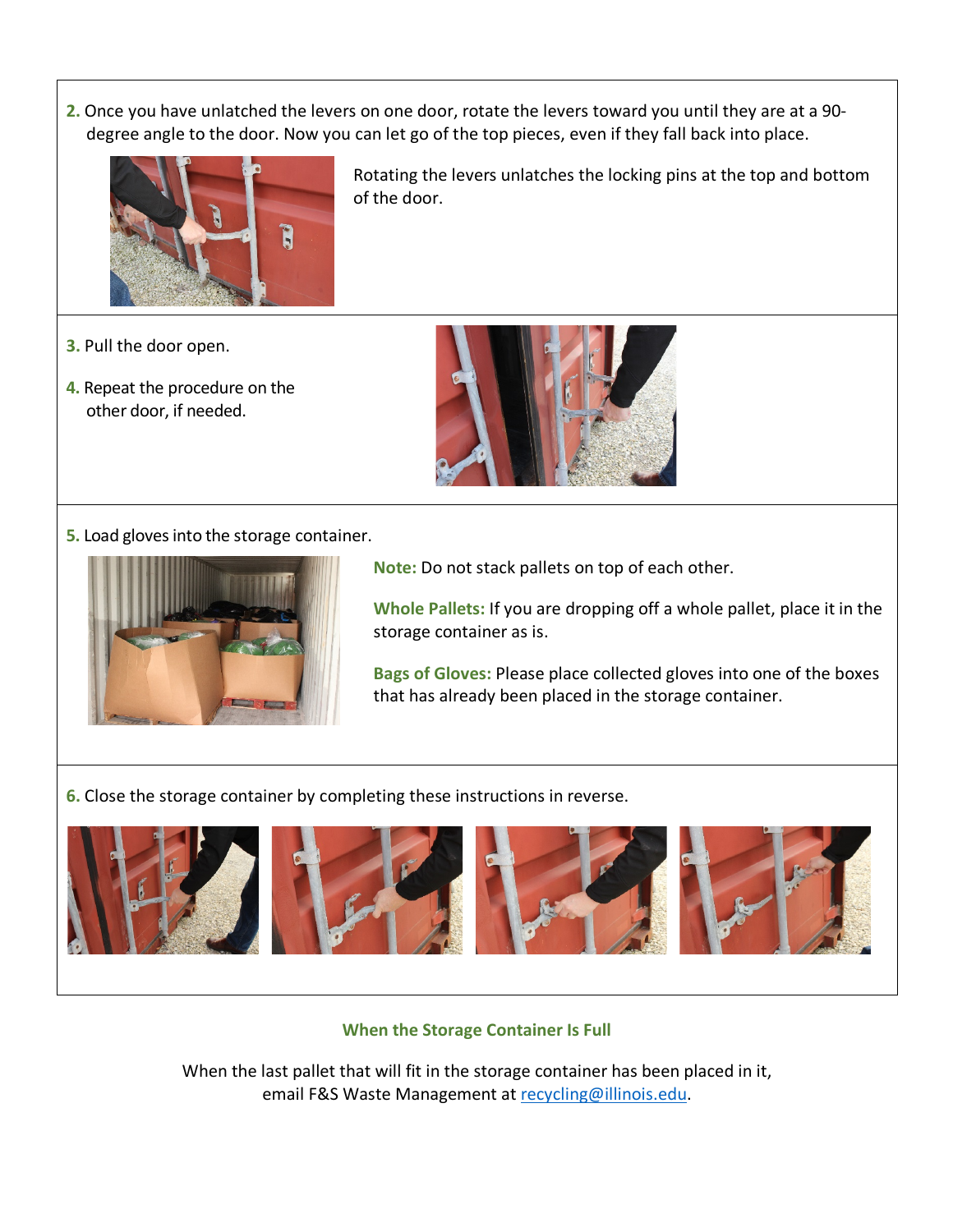2. Once you have unlatched the levers on one door, rotate the levers toward you until they are at a 90-degree angle to the door. Now you can let go of the top pieces, even if they fall back into place.

Rotating the levers unlatches the locking pins at the top and bottom of the door.

3. Pull the door open.

4. Repeat the procedure on the other door, if needed.

5. Load gloves into the storage container.

**Note:** Do not stack pallets on top of each other.

**Whole Pallets:** If you are dropping off a whole pallet, place it in the storage container as is.

**Bags of Gloves:** Please place collected gloves into one of the boxes that has already been placed in the storage container.

6. Close the storage container by completing these instructions in reverse.

## When the Storage Container Is Full

When the last pallet that will fit in the storage container has been placed in it, email F&S Waste Management at recycling@illinois.edu.